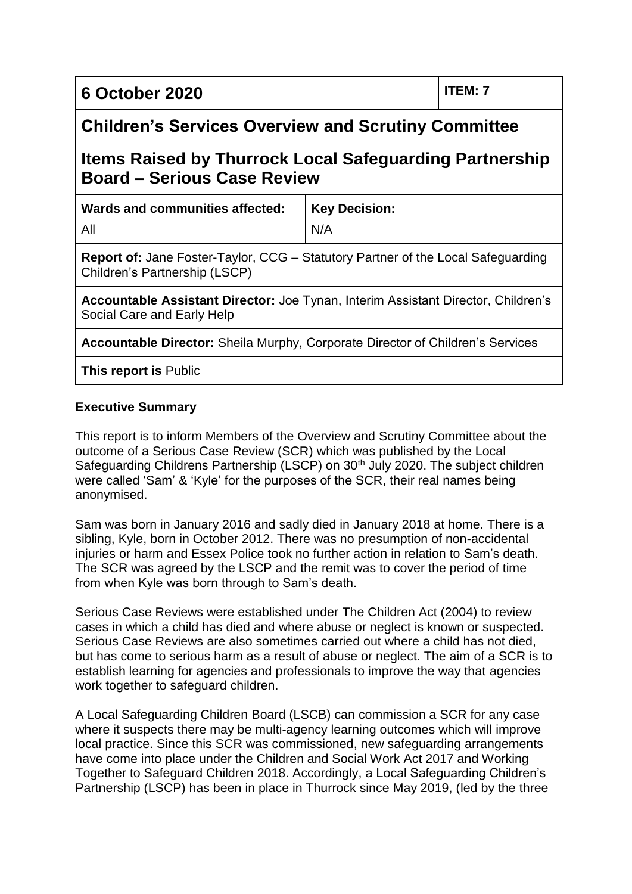| 6 October 2020 | | ITEM: 7 |
|---|---|---|
| **Children's Services Overview and Scrutiny Committee** | | |
| **Items Raised by Thurrock Local Safeguarding Partnership Board – Serious Case Review** | | |
| **Wards and communities affected:** All | **Key Decision:** N/A | |
| **Report of:** Jane Foster-Taylor, CCG – Statutory Partner of the Local Safeguarding Children's Partnership (LSCP) | | |
| **Accountable Assistant Director:** Joe Tynan, Interim Assistant Director, Children's Social Care and Early Help | | |
| **Accountable Director:** Sheila Murphy, Corporate Director of Children's Services | | |
| **This report is** Public | | |

**Executive Summary**

This report is to inform Members of the Overview and Scrutiny Committee about the outcome of a Serious Case Review (SCR) which was published by the Local Safeguarding Childrens Partnership (LSCP) on 30th July 2020. The subject children were called 'Sam' & 'Kyle' for the purposes of the SCR, their real names being anonymised.

Sam was born in January 2016 and sadly died in January 2018 at home. There is a sibling, Kyle, born in October 2012. There was no presumption of non-accidental injuries or harm and Essex Police took no further action in relation to Sam's death. The SCR was agreed by the LSCP and the remit was to cover the period of time from when Kyle was born through to Sam's death.

Serious Case Reviews were established under The Children Act (2004) to review cases in which a child has died and where abuse or neglect is known or suspected. Serious Case Reviews are also sometimes carried out where a child has not died, but has come to serious harm as a result of abuse or neglect. The aim of a SCR is to establish learning for agencies and professionals to improve the way that agencies work together to safeguard children.

A Local Safeguarding Children Board (LSCB) can commission a SCR for any case where it suspects there may be multi-agency learning outcomes which will improve local practice. Since this SCR was commissioned, new safeguarding arrangements have come into place under the Children and Social Work Act 2017 and Working Together to Safeguard Children 2018. Accordingly, a Local Safeguarding Children's Partnership (LSCP) has been in place in Thurrock since May 2019, (led by the three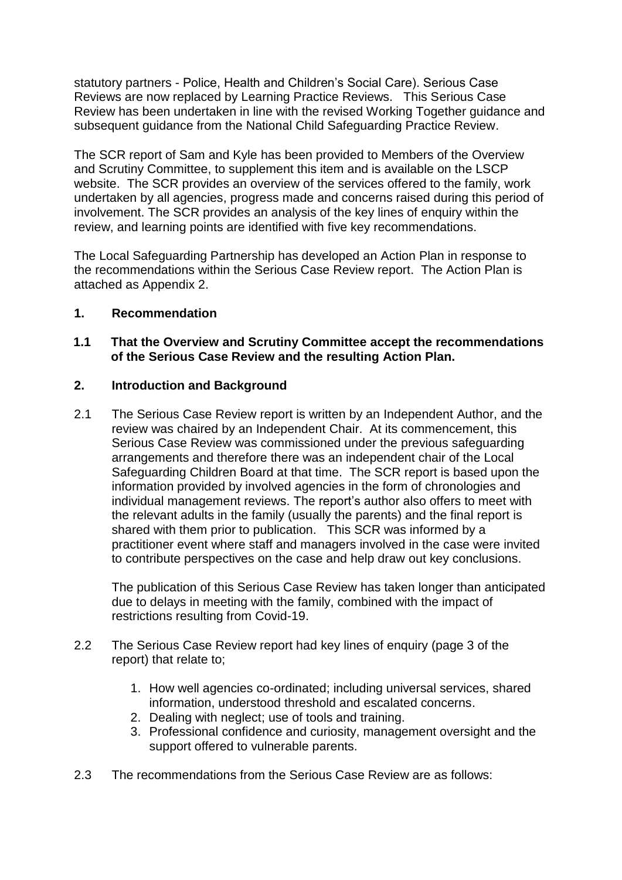statutory partners - Police, Health and Children's Social Care). Serious Case Reviews are now replaced by Learning Practice Reviews. This Serious Case Review has been undertaken in line with the revised Working Together guidance and subsequent guidance from the National Child Safeguarding Practice Review.

The SCR report of Sam and Kyle has been provided to Members of the Overview and Scrutiny Committee, to supplement this item and is available on the LSCP website. The SCR provides an overview of the services offered to the family, work undertaken by all agencies, progress made and concerns raised during this period of involvement. The SCR provides an analysis of the key lines of enquiry within the review, and learning points are identified with five key recommendations.

The Local Safeguarding Partnership has developed an Action Plan in response to the recommendations within the Serious Case Review report. The Action Plan is attached as Appendix 2.

## 1. Recommendation

**1.1 That the Overview and Scrutiny Committee accept the recommendations of the Serious Case Review and the resulting Action Plan.**

## 2. Introduction and Background

2.1 The Serious Case Review report is written by an Independent Author, and the review was chaired by an Independent Chair. At its commencement, this Serious Case Review was commissioned under the previous safeguarding arrangements and therefore there was an independent chair of the Local Safeguarding Children Board at that time. The SCR report is based upon the information provided by involved agencies in the form of chronologies and individual management reviews. The report's author also offers to meet with the relevant adults in the family (usually the parents) and the final report is shared with them prior to publication. This SCR was informed by a practitioner event where staff and managers involved in the case were invited to contribute perspectives on the case and help draw out key conclusions.

The publication of this Serious Case Review has taken longer than anticipated due to delays in meeting with the family, combined with the impact of restrictions resulting from Covid-19.

2.2 The Serious Case Review report had key lines of enquiry (page 3 of the report) that relate to;

1. How well agencies co-ordinated; including universal services, shared information, understood threshold and escalated concerns.
2. Dealing with neglect; use of tools and training.
3. Professional confidence and curiosity, management oversight and the support offered to vulnerable parents.

2.3 The recommendations from the Serious Case Review are as follows: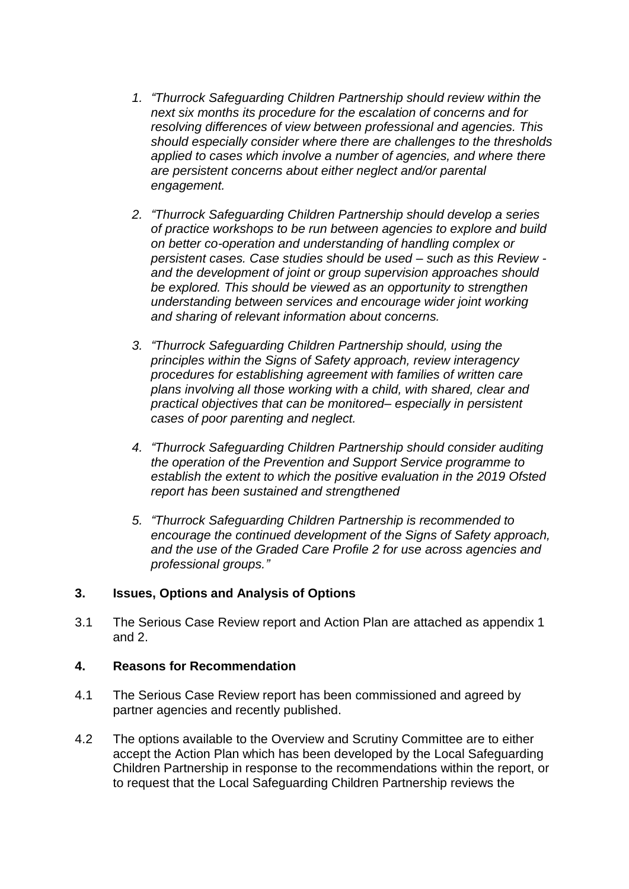1. *"Thurrock Safeguarding Children Partnership should review within the next six months its procedure for the escalation of concerns and for resolving differences of view between professional and agencies. This should especially consider where there are challenges to the thresholds applied to cases which involve a number of agencies, and where there are persistent concerns about either neglect and/or parental engagement.*

2. *"Thurrock Safeguarding Children Partnership should develop a series of practice workshops to be run between agencies to explore and build on better co-operation and understanding of handling complex or persistent cases. Case studies should be used – such as this Review - and the development of joint or group supervision approaches should be explored. This should be viewed as an opportunity to strengthen understanding between services and encourage wider joint working and sharing of relevant information about concerns.*

3. *"Thurrock Safeguarding Children Partnership should, using the principles within the Signs of Safety approach, review interagency procedures for establishing agreement with families of written care plans involving all those working with a child, with shared, clear and practical objectives that can be monitored– especially in persistent cases of poor parenting and neglect.*

4. *"Thurrock Safeguarding Children Partnership should consider auditing the operation of the Prevention and Support Service programme to establish the extent to which the positive evaluation in the 2019 Ofsted report has been sustained and strengthened*

5. *"Thurrock Safeguarding Children Partnership is recommended to encourage the continued development of the Signs of Safety approach, and the use of the Graded Care Profile 2 for use across agencies and professional groups."*

## 3. Issues, Options and Analysis of Options

3.1 The Serious Case Review report and Action Plan are attached as appendix 1 and 2.

## 4. Reasons for Recommendation

4.1 The Serious Case Review report has been commissioned and agreed by partner agencies and recently published.

4.2 The options available to the Overview and Scrutiny Committee are to either accept the Action Plan which has been developed by the Local Safeguarding Children Partnership in response to the recommendations within the report, or to request that the Local Safeguarding Children Partnership reviews the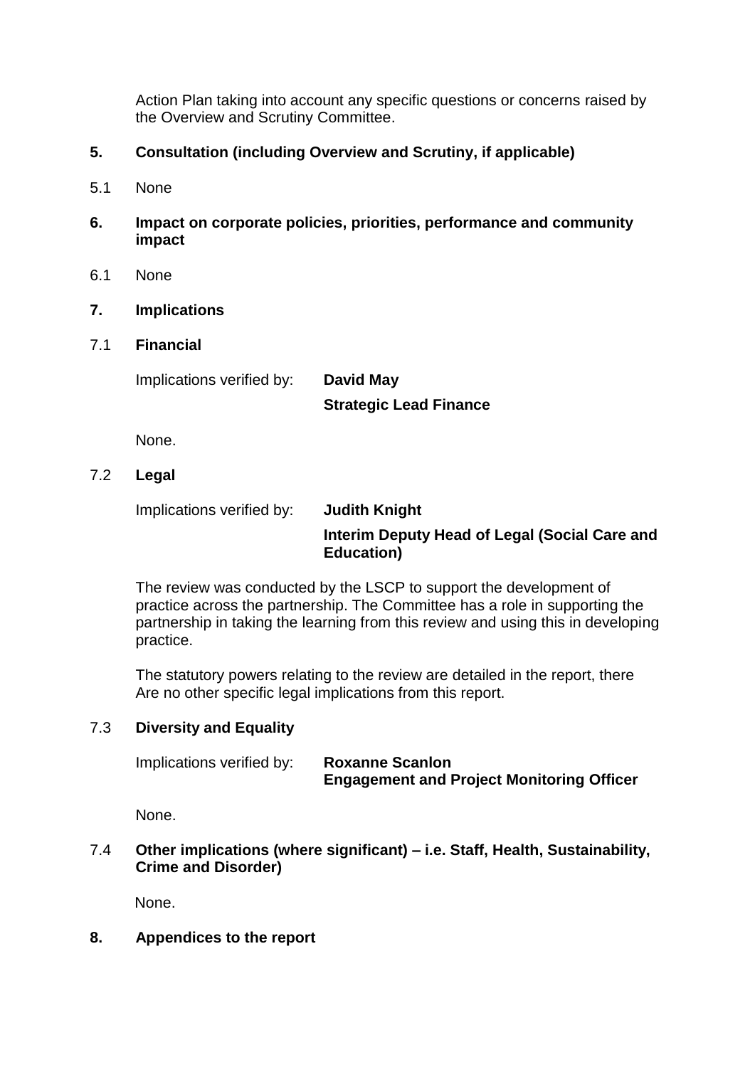Action Plan taking into account any specific questions or concerns raised by the Overview and Scrutiny Committee.

## 5. Consultation (including Overview and Scrutiny, if applicable)

5.1 None

## 6. Impact on corporate policies, priorities, performance and community impact

6.1 None

## 7. Implications

### 7.1 Financial

Implications verified by: **David May**
**Strategic Lead Finance**

None.

### 7.2 Legal

Implications verified by: **Judith Knight**
**Interim Deputy Head of Legal (Social Care and Education)**

The review was conducted by the LSCP to support the development of practice across the partnership. The Committee has a role in supporting the partnership in taking the learning from this review and using this in developing practice.

The statutory powers relating to the review are detailed in the report, there Are no other specific legal implications from this report.

### 7.3 Diversity and Equality

Implications verified by: **Roxanne Scanlon**
**Engagement and Project Monitoring Officer**

None.

### 7.4 Other implications (where significant) – i.e. Staff, Health, Sustainability, Crime and Disorder)

None.

## 8. Appendices to the report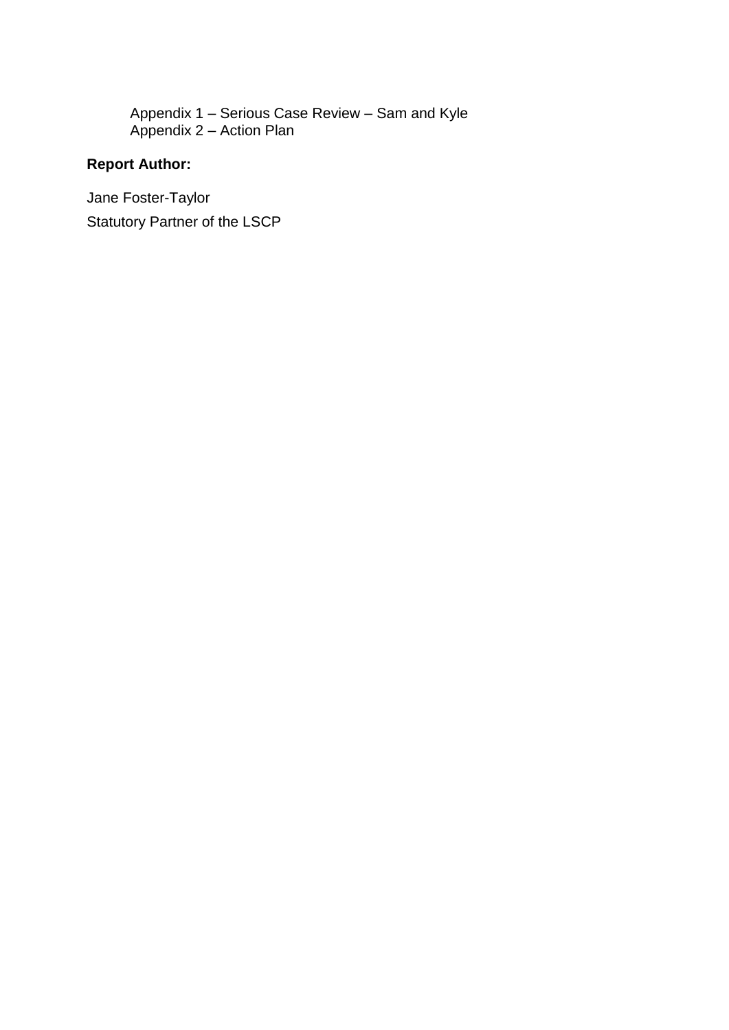Appendix 1 – Serious Case Review – Sam and Kyle
Appendix 2 – Action Plan

**Report Author:**

Jane Foster-Taylor

Statutory Partner of the LSCP